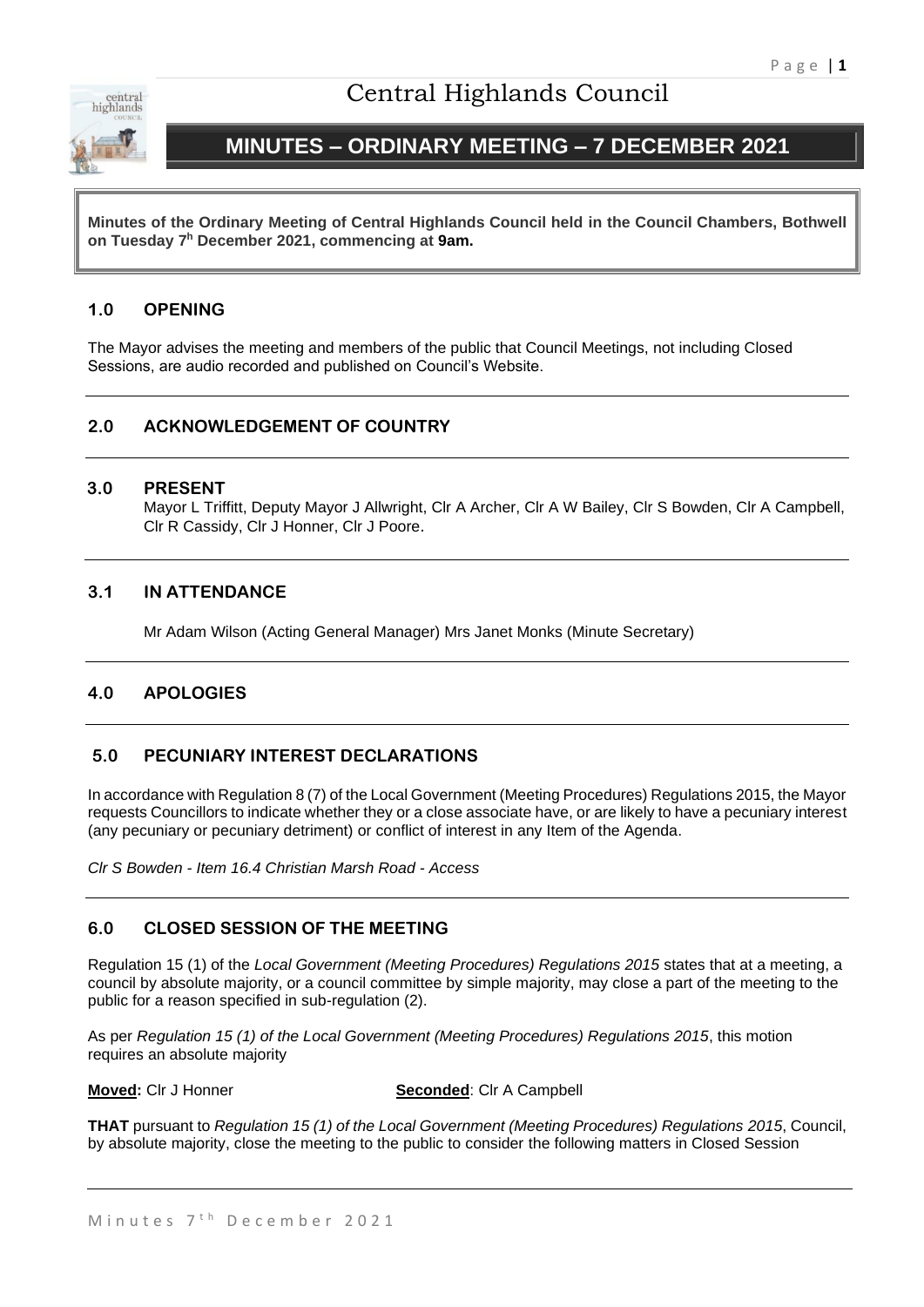# Central Highlands Council

## MINUTES – ORDINARY MEETING – 7 DECEMBER 2021

**Minutes of the Ordinary Meeting of Central Highlands Council held in the Council Chambers, Bothwell on Tuesday 7h December 2021, commencing at 9am.**

### 1.0 OPENING

The Mayor advises the meeting and members of the public that Council Meetings, not including Closed Sessions, are audio recorded and published on Council's Website.

### 2.0 ACKNOWLEDGEMENT OF COUNTRY

### 3.0 PRESENT

Mayor L Triffitt, Deputy Mayor J Allwright, Clr A Archer, Clr A W Bailey, Clr S Bowden, Clr A Campbell, Clr R Cassidy, Clr J Honner, Clr J Poore.

### 3.1 IN ATTENDANCE

Mr Adam Wilson (Acting General Manager) Mrs Janet Monks (Minute Secretary)

### 4.0 APOLOGIES

### 5.0 PECUNIARY INTEREST DECLARATIONS

In accordance with Regulation 8 (7) of the Local Government (Meeting Procedures) Regulations 2015, the Mayor requests Councillors to indicate whether they or a close associate have, or are likely to have a pecuniary interest (any pecuniary or pecuniary detriment) or conflict of interest in any Item of the Agenda.

*Clr S Bowden - Item 16.4 Christian Marsh Road - Access*

### 6.0 CLOSED SESSION OF THE MEETING

Regulation 15 (1) of the *Local Government (Meeting Procedures) Regulations 2015* states that at a meeting, a council by absolute majority, or a council committee by simple majority, may close a part of the meeting to the public for a reason specified in sub-regulation (2).

As per *Regulation 15 (1) of the Local Government (Meeting Procedures) Regulations 2015*, this motion requires an absolute majority

**Moved:** Clr J Honner **Seconded**: Clr A Campbell

**THAT** pursuant to *Regulation 15 (1) of the Local Government (Meeting Procedures) Regulations 2015*, Council, by absolute majority, close the meeting to the public to consider the following matters in Closed Session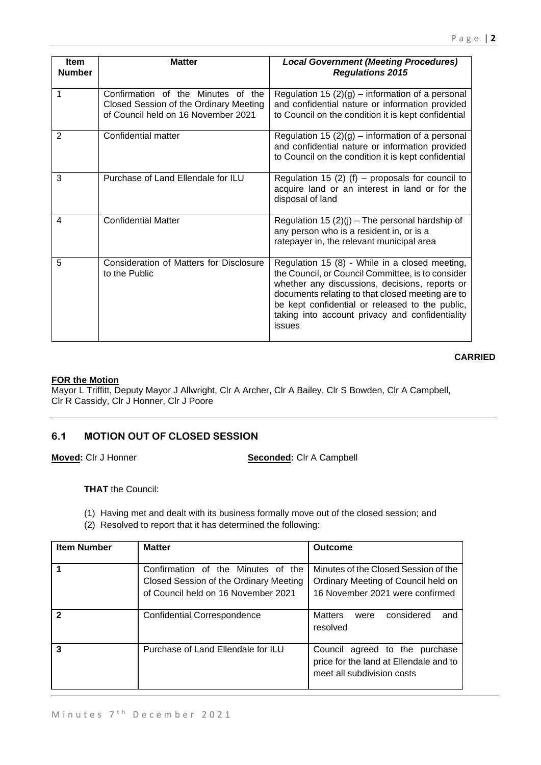| Item Number | Matter | *Local Government (Meeting Procedures) Regulations 2015* |
|---|---|---|
| 1 | Confirmation of the Minutes of the Closed Session of the Ordinary Meeting of Council held on 16 November 2021 | Regulation 15 (2)(g) – information of a personal and confidential nature or information provided to Council on the condition it is kept confidential |
| 2 | Confidential matter | Regulation 15 (2)(g) – information of a personal and confidential nature or information provided to Council on the condition it is kept confidential |
| 3 | Purchase of Land Ellendale for ILU | Regulation 15 (2) (f) – proposals for council to acquire land or an interest in land or for the disposal of land |
| 4 | Confidential Matter | Regulation 15 (2)(j) – The personal hardship of any person who is a resident in, or is a ratepayer in, the relevant municipal area |
| 5 | Consideration of Matters for Disclosure to the Public | Regulation 15 (8) - While in a closed meeting, the Council, or Council Committee, is to consider whether any discussions, decisions, reports or documents relating to that closed meeting are to be kept confidential or released to the public, taking into account privacy and confidentiality issues |

**CARRIED**

**FOR the Motion**
Mayor L Triffitt, Deputy Mayor J Allwright, Clr A Archer, Clr A Bailey, Clr S Bowden, Clr A Campbell, Clr R Cassidy, Clr J Honner, Clr J Poore

## 6.1 MOTION OUT OF CLOSED SESSION

**Moved:** Clr J Honner **Seconded:** Clr A Campbell

**THAT** the Council:

(1) Having met and dealt with its business formally move out of the closed session; and
(2) Resolved to report that it has determined the following:

| Item Number | Matter | Outcome |
|---|---|---|
| **1** | Confirmation of the Minutes of the Closed Session of the Ordinary Meeting of Council held on 16 November 2021 | Minutes of the Closed Session of the Ordinary Meeting of Council held on 16 November 2021 were confirmed |
| **2** | Confidential Correspondence | Matters were considered and resolved |
| **3** | Purchase of Land Ellendale for ILU | Council agreed to the purchase price for the land at Ellendale and to meet all subdivision costs |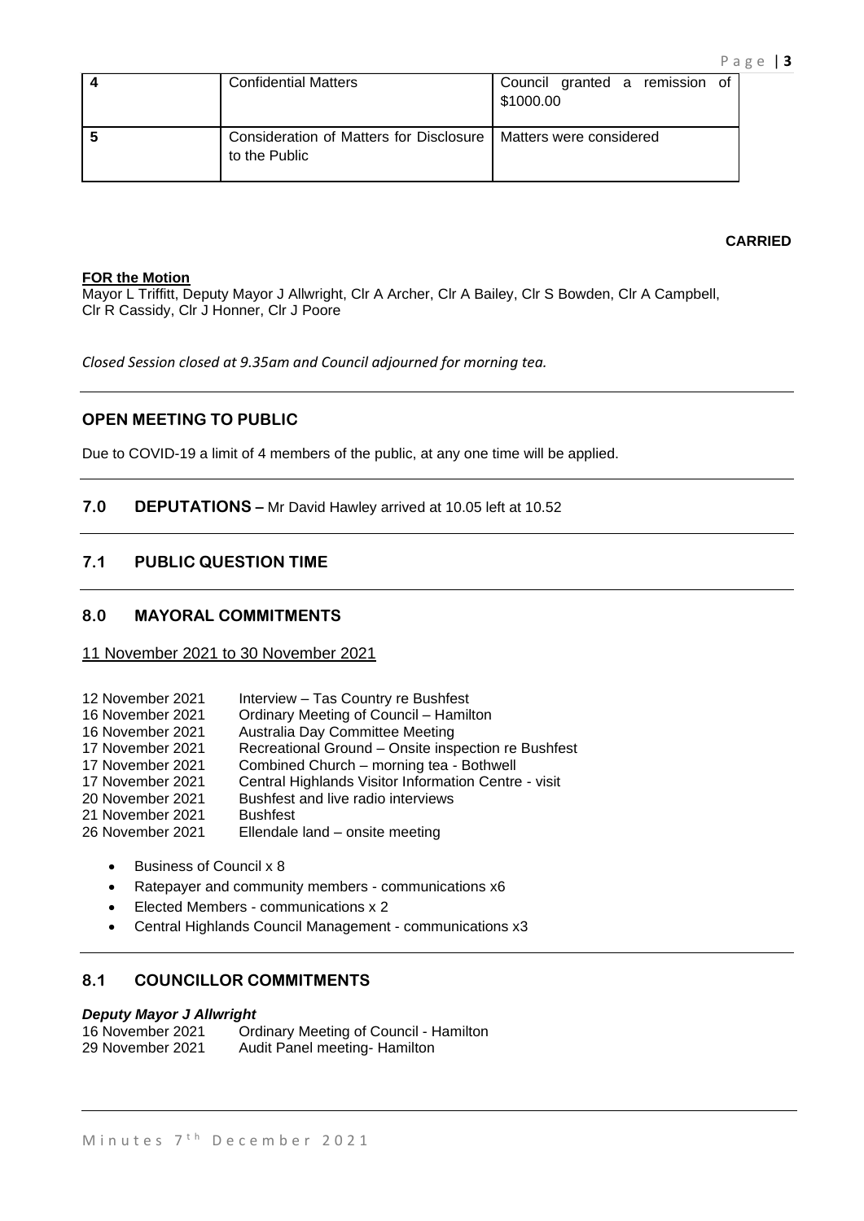| | | |
|---|---|---|
| **4** | Confidential Matters | Council granted a remission of $1000.00 |
| **5** | Consideration of Matters for Disclosure to the Public | Matters were considered |

**CARRIED**

**FOR the Motion**
Mayor L Triffitt, Deputy Mayor J Allwright, Clr A Archer, Clr A Bailey, Clr S Bowden, Clr A Campbell, Clr R Cassidy, Clr J Honner, Clr J Poore

*Closed Session closed at 9.35am and Council adjourned for morning tea.*

## OPEN MEETING TO PUBLIC

Due to COVID-19 a limit of 4 members of the public, at any one time will be applied.

## 7.0 DEPUTATIONS – Mr David Hawley arrived at 10.05 left at 10.52

## 7.1 PUBLIC QUESTION TIME

## 8.0 MAYORAL COMMITMENTS

11 November 2021 to 30 November 2021

| | |
|---|---|
| 12 November 2021 | Interview – Tas Country re Bushfest |
| 16 November 2021 | Ordinary Meeting of Council – Hamilton |
| 16 November 2021 | Australia Day Committee Meeting |
| 17 November 2021 | Recreational Ground – Onsite inspection re Bushfest |
| 17 November 2021 | Combined Church – morning tea - Bothwell |
| 17 November 2021 | Central Highlands Visitor Information Centre - visit |
| 20 November 2021 | Bushfest and live radio interviews |
| 21 November 2021 | Bushfest |
| 26 November 2021 | Ellendale land – onsite meeting |

- Business of Council x 8
- Ratepayer and community members - communications x6
- Elected Members - communications x 2
- Central Highlands Council Management - communications x3

## 8.1 COUNCILLOR COMMITMENTS

***Deputy Mayor J Allwright***

| | |
|---|---|
| 16 November 2021 | Ordinary Meeting of Council - Hamilton |
| 29 November 2021 | Audit Panel meeting- Hamilton |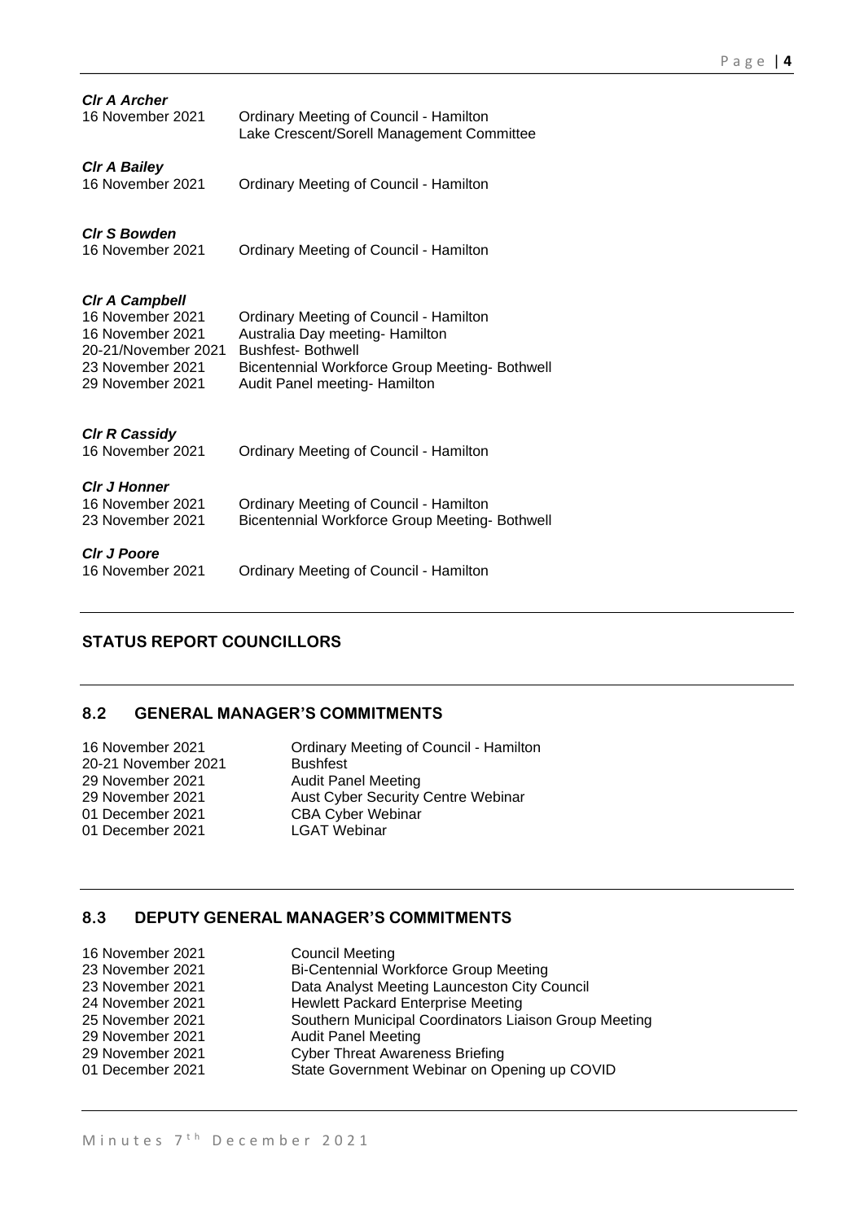***Clr A Archer***

| | |
|---|---|
| 16 November 2021 | Ordinary Meeting of Council - Hamilton |
| | Lake Crescent/Sorell Management Committee |

***Clr A Bailey***

| | |
|---|---|
| 16 November 2021 | Ordinary Meeting of Council - Hamilton |

***Clr S Bowden***

| | |
|---|---|
| 16 November 2021 | Ordinary Meeting of Council - Hamilton |

***Clr A Campbell***

| | |
|---|---|
| 16 November 2021 | Ordinary Meeting of Council - Hamilton |
| 16 November 2021 | Australia Day meeting- Hamilton |
| 20-21/November 2021 | Bushfest- Bothwell |
| 23 November 2021 | Bicentennial Workforce Group Meeting- Bothwell |
| 29 November 2021 | Audit Panel meeting- Hamilton |

***Clr R Cassidy***

| | |
|---|---|
| 16 November 2021 | Ordinary Meeting of Council - Hamilton |

***Clr J Honner***

| | |
|---|---|
| 16 November 2021 | Ordinary Meeting of Council - Hamilton |
| 23 November 2021 | Bicentennial Workforce Group Meeting- Bothwell |

***Clr J Poore***

| | |
|---|---|
| 16 November 2021 | Ordinary Meeting of Council - Hamilton |

---

## STATUS REPORT COUNCILLORS

---

## 8.2 GENERAL MANAGER'S COMMITMENTS

| | |
|---|---|
| 16 November 2021 | Ordinary Meeting of Council - Hamilton |
| 20-21 November 2021 | Bushfest |
| 29 November 2021 | Audit Panel Meeting |
| 29 November 2021 | Aust Cyber Security Centre Webinar |
| 01 December 2021 | CBA Cyber Webinar |
| 01 December 2021 | LGAT Webinar |

---

## 8.3 DEPUTY GENERAL MANAGER'S COMMITMENTS

| | |
|---|---|
| 16 November 2021 | Council Meeting |
| 23 November 2021 | Bi-Centennial Workforce Group Meeting |
| 23 November 2021 | Data Analyst Meeting Launceston City Council |
| 24 November 2021 | Hewlett Packard Enterprise Meeting |
| 25 November 2021 | Southern Municipal Coordinators Liaison Group Meeting |
| 29 November 2021 | Audit Panel Meeting |
| 29 November 2021 | Cyber Threat Awareness Briefing |
| 01 December 2021 | State Government Webinar on Opening up COVID |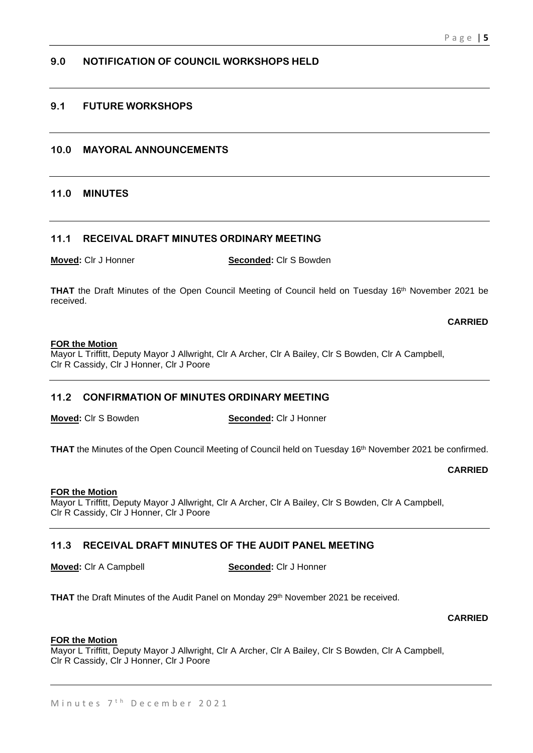## 9.0 NOTIFICATION OF COUNCIL WORKSHOPS HELD

## 9.1 FUTURE WORKSHOPS

## 10.0 MAYORAL ANNOUNCEMENTS

## 11.0 MINUTES

## 11.1 RECEIVAL DRAFT MINUTES ORDINARY MEETING

**Moved:** Clr J Honner **Seconded:** Clr S Bowden

**THAT** the Draft Minutes of the Open Council Meeting of Council held on Tuesday 16th November 2021 be received.

**CARRIED**

**FOR the Motion**
Mayor L Triffitt, Deputy Mayor J Allwright, Clr A Archer, Clr A Bailey, Clr S Bowden, Clr A Campbell, Clr R Cassidy, Clr J Honner, Clr J Poore

## 11.2 CONFIRMATION OF MINUTES ORDINARY MEETING

**Moved:** Clr S Bowden **Seconded:** Clr J Honner

**THAT** the Minutes of the Open Council Meeting of Council held on Tuesday 16th November 2021 be confirmed.

**CARRIED**

**FOR the Motion**
Mayor L Triffitt, Deputy Mayor J Allwright, Clr A Archer, Clr A Bailey, Clr S Bowden, Clr A Campbell, Clr R Cassidy, Clr J Honner, Clr J Poore

## 11.3 RECEIVAL DRAFT MINUTES OF THE AUDIT PANEL MEETING

**Moved:** Clr A Campbell **Seconded:** Clr J Honner

**THAT** the Draft Minutes of the Audit Panel on Monday 29th November 2021 be received.

**CARRIED**

**FOR the Motion**
Mayor L Triffitt, Deputy Mayor J Allwright, Clr A Archer, Clr A Bailey, Clr S Bowden, Clr A Campbell, Clr R Cassidy, Clr J Honner, Clr J Poore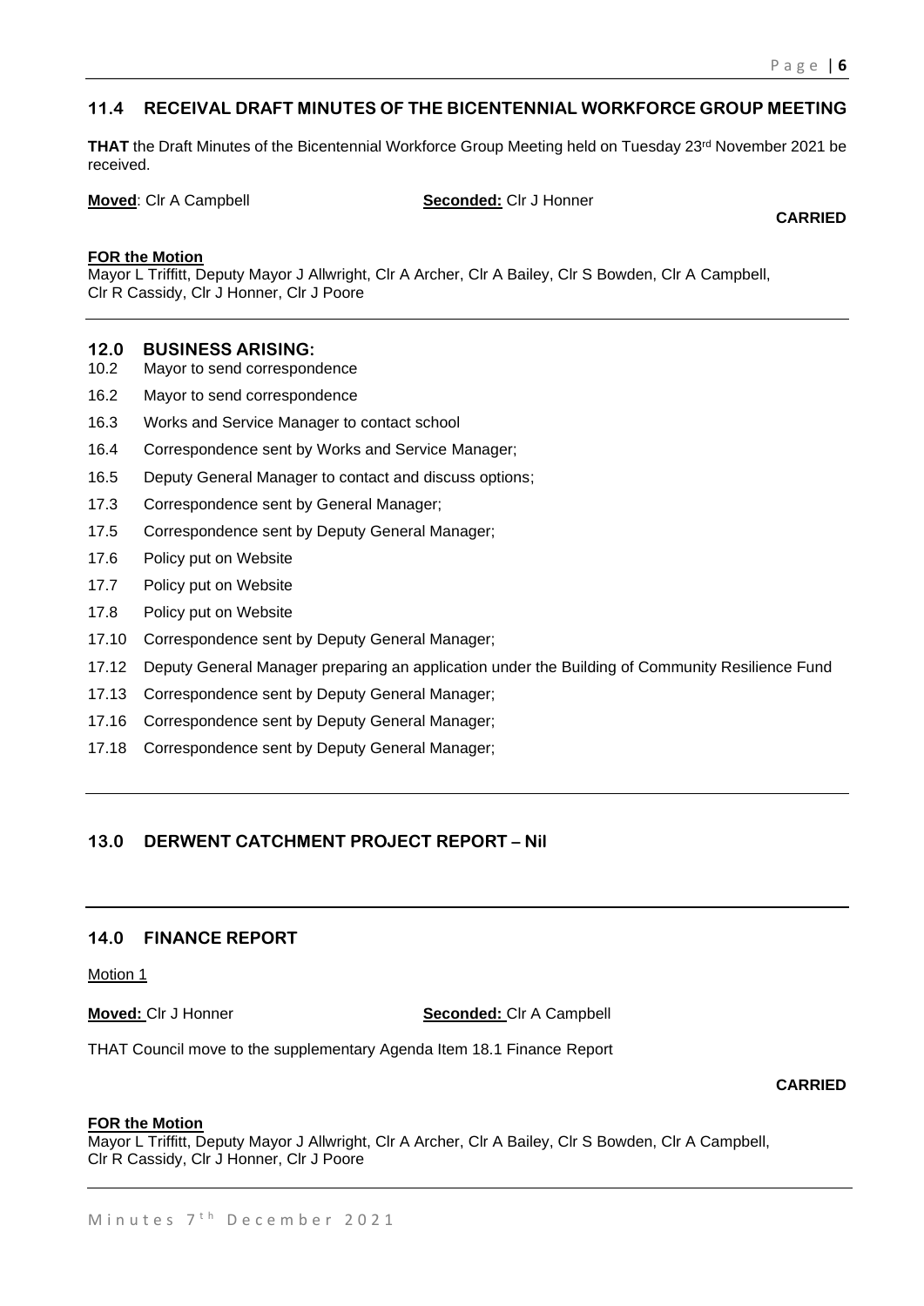## 11.4 RECEIVAL DRAFT MINUTES OF THE BICENTENNIAL WORKFORCE GROUP MEETING

**THAT** the Draft Minutes of the Bicentennial Workforce Group Meeting held on Tuesday 23rd November 2021 be received.

**Moved**: Clr A Campbell **Seconded:** Clr J Honner

**CARRIED**

**FOR the Motion**
Mayor L Triffitt, Deputy Mayor J Allwright, Clr A Archer, Clr A Bailey, Clr S Bowden, Clr A Campbell, Clr R Cassidy, Clr J Honner, Clr J Poore

---

## 12.0 BUSINESS ARISING:

10.2 Mayor to send correspondence

16.2 Mayor to send correspondence

16.3 Works and Service Manager to contact school

16.4 Correspondence sent by Works and Service Manager;

16.5 Deputy General Manager to contact and discuss options;

17.3 Correspondence sent by General Manager;

17.5 Correspondence sent by Deputy General Manager;

17.6 Policy put on Website

17.7 Policy put on Website

17.8 Policy put on Website

17.10 Correspondence sent by Deputy General Manager;

17.12 Deputy General Manager preparing an application under the Building of Community Resilience Fund

17.13 Correspondence sent by Deputy General Manager;

17.16 Correspondence sent by Deputy General Manager;

17.18 Correspondence sent by Deputy General Manager;

---

## 13.0 DERWENT CATCHMENT PROJECT REPORT – Nil

---

## 14.0 FINANCE REPORT

Motion 1

**Moved:** Clr J Honner **Seconded:** Clr A Campbell

THAT Council move to the supplementary Agenda Item 18.1 Finance Report

**CARRIED**

**FOR the Motion**
Mayor L Triffitt, Deputy Mayor J Allwright, Clr A Archer, Clr A Bailey, Clr S Bowden, Clr A Campbell, Clr R Cassidy, Clr J Honner, Clr J Poore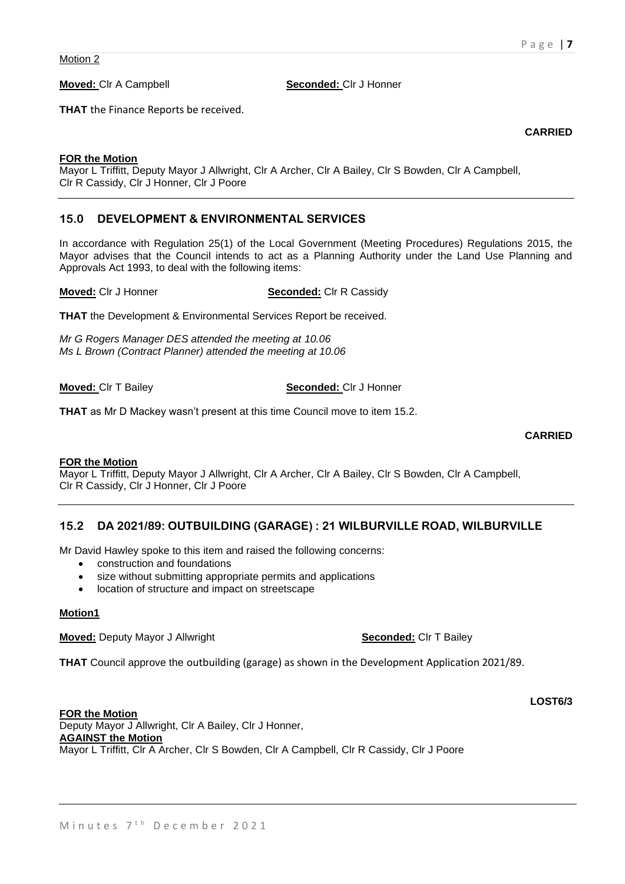Motion 2

**Moved:** Clr A Campbell **Seconded:** Clr J Honner

**THAT** the Finance Reports be received.

**CARRIED**

**FOR the Motion**
Mayor L Triffitt, Deputy Mayor J Allwright, Clr A Archer, Clr A Bailey, Clr S Bowden, Clr A Campbell, Clr R Cassidy, Clr J Honner, Clr J Poore

## 15.0 DEVELOPMENT & ENVIRONMENTAL SERVICES

In accordance with Regulation 25(1) of the Local Government (Meeting Procedures) Regulations 2015, the Mayor advises that the Council intends to act as a Planning Authority under the Land Use Planning and Approvals Act 1993, to deal with the following items:

**Moved:** Clr J Honner **Seconded:** Clr R Cassidy

**THAT** the Development & Environmental Services Report be received.

*Mr G Rogers Manager DES attended the meeting at 10.06*
*Ms L Brown (Contract Planner) attended the meeting at 10.06*

**Moved:** Clr T Bailey **Seconded:** Clr J Honner

**THAT** as Mr D Mackey wasn't present at this time Council move to item 15.2.

**CARRIED**

**FOR the Motion**
Mayor L Triffitt, Deputy Mayor J Allwright, Clr A Archer, Clr A Bailey, Clr S Bowden, Clr A Campbell, Clr R Cassidy, Clr J Honner, Clr J Poore

## 15.2 DA 2021/89: OUTBUILDING (GARAGE) : 21 WILBURVILLE ROAD, WILBURVILLE

Mr David Hawley spoke to this item and raised the following concerns:

- construction and foundations
- size without submitting appropriate permits and applications
- location of structure and impact on streetscape

**Motion1**

**Moved:** Deputy Mayor J Allwright **Seconded:** Clr T Bailey

**THAT** Council approve the outbuilding (garage) as shown in the Development Application 2021/89.

**LOST6/3**

**FOR the Motion**
Deputy Mayor J Allwright, Clr A Bailey, Clr J Honner,
**AGAINST the Motion**
Mayor L Triffitt, Clr A Archer, Clr S Bowden, Clr A Campbell, Clr R Cassidy, Clr J Poore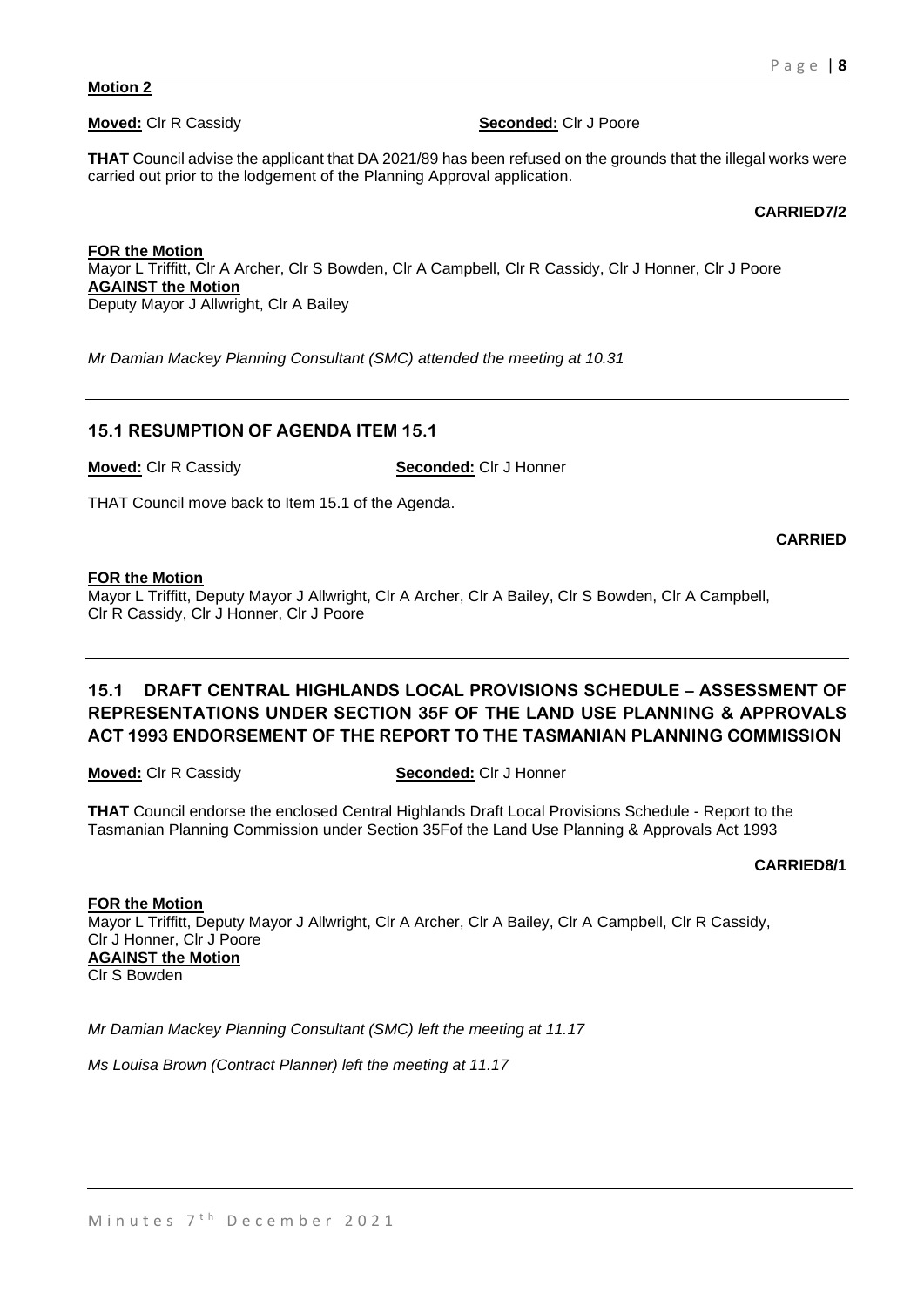**Motion 2**

**Moved:** Clr R Cassidy **Seconded:** Clr J Poore

**THAT** Council advise the applicant that DA 2021/89 has been refused on the grounds that the illegal works were carried out prior to the lodgement of the Planning Approval application.

**CARRIED7/2**

**FOR the Motion**
Mayor L Triffitt, Clr A Archer, Clr S Bowden, Clr A Campbell, Clr R Cassidy, Clr J Honner, Clr J Poore
**AGAINST the Motion**
Deputy Mayor J Allwright, Clr A Bailey

*Mr Damian Mackey Planning Consultant (SMC) attended the meeting at 10.31*

---

## 15.1 RESUMPTION OF AGENDA ITEM 15.1

**Moved:** Clr R Cassidy **Seconded:** Clr J Honner

THAT Council move back to Item 15.1 of the Agenda.

**CARRIED**

**FOR the Motion**
Mayor L Triffitt, Deputy Mayor J Allwright, Clr A Archer, Clr A Bailey, Clr S Bowden, Clr A Campbell, Clr R Cassidy, Clr J Honner, Clr J Poore

---

## 15.1 DRAFT CENTRAL HIGHLANDS LOCAL PROVISIONS SCHEDULE – ASSESSMENT OF REPRESENTATIONS UNDER SECTION 35F OF THE LAND USE PLANNING & APPROVALS ACT 1993 ENDORSEMENT OF THE REPORT TO THE TASMANIAN PLANNING COMMISSION

**Moved:** Clr R Cassidy **Seconded:** Clr J Honner

**THAT** Council endorse the enclosed Central Highlands Draft Local Provisions Schedule - Report to the Tasmanian Planning Commission under Section 35Fof the Land Use Planning & Approvals Act 1993

**CARRIED8/1**

**FOR the Motion**
Mayor L Triffitt, Deputy Mayor J Allwright, Clr A Archer, Clr A Bailey, Clr A Campbell, Clr R Cassidy, Clr J Honner, Clr J Poore
**AGAINST the Motion**
Clr S Bowden

*Mr Damian Mackey Planning Consultant (SMC) left the meeting at 11.17*

*Ms Louisa Brown (Contract Planner) left the meeting at 11.17*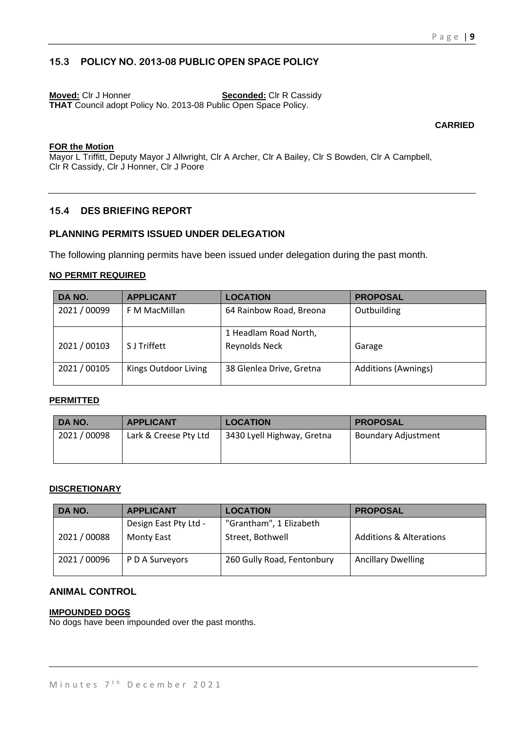## 15.3 POLICY NO. 2013-08 PUBLIC OPEN SPACE POLICY

**Moved:** Clr J Honner **Seconded:** Clr R Cassidy
**THAT** Council adopt Policy No. 2013-08 Public Open Space Policy.

**CARRIED**

**FOR the Motion**
Mayor L Triffitt, Deputy Mayor J Allwright, Clr A Archer, Clr A Bailey, Clr S Bowden, Clr A Campbell, Clr R Cassidy, Clr J Honner, Clr J Poore

---

## 15.4 DES BRIEFING REPORT

### PLANNING PERMITS ISSUED UNDER DELEGATION

The following planning permits have been issued under delegation during the past month.

**NO PERMIT REQUIRED**

| DA NO. | APPLICANT | LOCATION | PROPOSAL |
|---|---|---|---|
| 2021 / 00099 | F M MacMillan | 64 Rainbow Road, Breona | Outbuilding |
| 2021 / 00103 | S J Triffett | 1 Headlam Road North, Reynolds Neck | Garage |
| 2021 / 00105 | Kings Outdoor Living | 38 Glenlea Drive, Gretna | Additions (Awnings) |

**PERMITTED**

| DA NO. | APPLICANT | LOCATION | PROPOSAL |
|---|---|---|---|
| 2021 / 00098 | Lark & Creese Pty Ltd | 3430 Lyell Highway, Gretna | Boundary Adjustment |

**DISCRETIONARY**

| DA NO. | APPLICANT | LOCATION | PROPOSAL |
|---|---|---|---|
| 2021 / 00088 | Design East Pty Ltd - Monty East | "Grantham", 1 Elizabeth Street, Bothwell | Additions & Alterations |
| 2021 / 00096 | P D A Surveyors | 260 Gully Road, Fentonbury | Ancillary Dwelling |

### ANIMAL CONTROL

**IMPOUNDED DOGS**
No dogs have been impounded over the past months.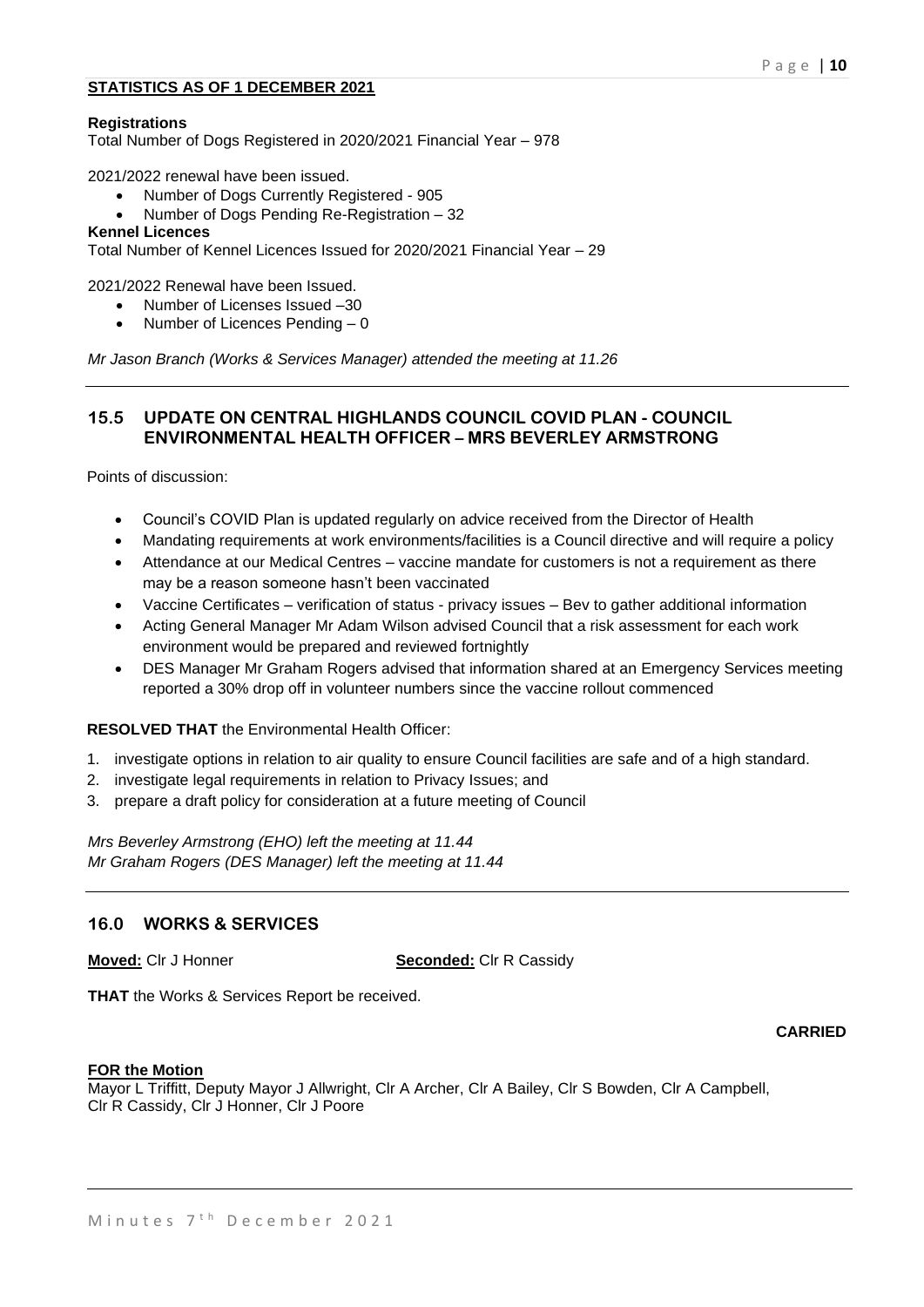**STATISTICS AS OF 1 DECEMBER 2021**

**Registrations**
Total Number of Dogs Registered in 2020/2021 Financial Year – 978

2021/2022 renewal have been issued.

- Number of Dogs Currently Registered - 905
- Number of Dogs Pending Re-Registration – 32

**Kennel Licences**
Total Number of Kennel Licences Issued for 2020/2021 Financial Year – 29

2021/2022 Renewal have been Issued.

- Number of Licenses Issued –30
- Number of Licences Pending – 0

*Mr Jason Branch (Works & Services Manager) attended the meeting at 11.26*

---

## 15.5 UPDATE ON CENTRAL HIGHLANDS COUNCIL COVID PLAN - COUNCIL ENVIRONMENTAL HEALTH OFFICER – MRS BEVERLEY ARMSTRONG

Points of discussion:

- Council's COVID Plan is updated regularly on advice received from the Director of Health
- Mandating requirements at work environments/facilities is a Council directive and will require a policy
- Attendance at our Medical Centres – vaccine mandate for customers is not a requirement as there may be a reason someone hasn't been vaccinated
- Vaccine Certificates – verification of status - privacy issues – Bev to gather additional information
- Acting General Manager Mr Adam Wilson advised Council that a risk assessment for each work environment would be prepared and reviewed fortnightly
- DES Manager Mr Graham Rogers advised that information shared at an Emergency Services meeting reported a 30% drop off in volunteer numbers since the vaccine rollout commenced

**RESOLVED THAT** the Environmental Health Officer:

1. investigate options in relation to air quality to ensure Council facilities are safe and of a high standard.
2. investigate legal requirements in relation to Privacy Issues; and
3. prepare a draft policy for consideration at a future meeting of Council

*Mrs Beverley Armstrong (EHO) left the meeting at 11.44*
*Mr Graham Rogers (DES Manager) left the meeting at 11.44*

---

## 16.0 WORKS & SERVICES

**Moved:** Clr J Honner **Seconded:** Clr R Cassidy

**THAT** the Works & Services Report be received.

**CARRIED**

**FOR the Motion**
Mayor L Triffitt, Deputy Mayor J Allwright, Clr A Archer, Clr A Bailey, Clr S Bowden, Clr A Campbell, Clr R Cassidy, Clr J Honner, Clr J Poore

---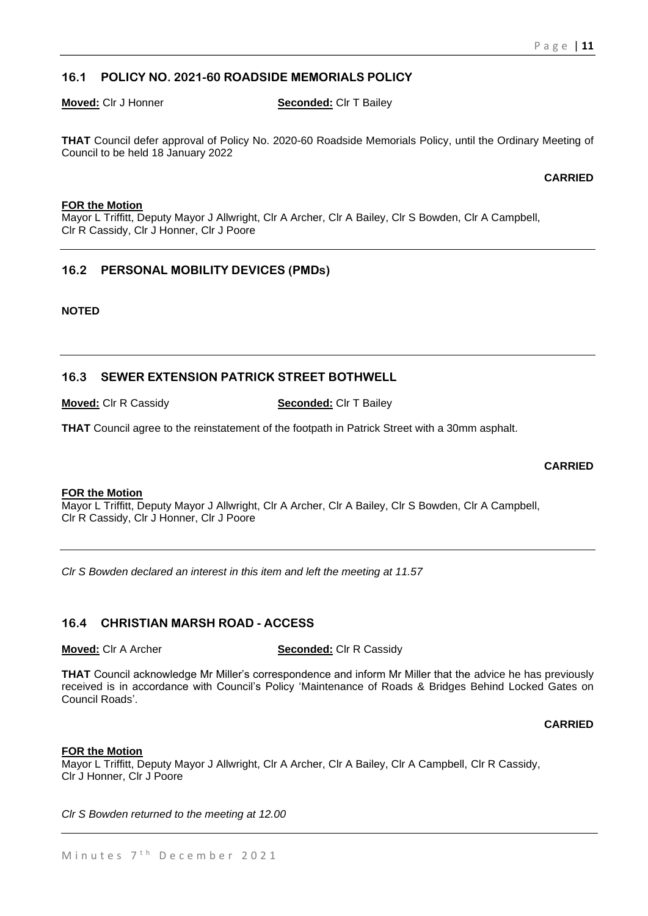## 16.1 POLICY NO. 2021-60 ROADSIDE MEMORIALS POLICY

**Moved:** Clr J Honner **Seconded:** Clr T Bailey

**THAT** Council defer approval of Policy No. 2020-60 Roadside Memorials Policy, until the Ordinary Meeting of Council to be held 18 January 2022

**CARRIED**

**FOR the Motion**
Mayor L Triffitt, Deputy Mayor J Allwright, Clr A Archer, Clr A Bailey, Clr S Bowden, Clr A Campbell, Clr R Cassidy, Clr J Honner, Clr J Poore

---

## 16.2 PERSONAL MOBILITY DEVICES (PMDs)

**NOTED**

---

## 16.3 SEWER EXTENSION PATRICK STREET BOTHWELL

**Moved:** Clr R Cassidy **Seconded:** Clr T Bailey

**THAT** Council agree to the reinstatement of the footpath in Patrick Street with a 30mm asphalt.

**CARRIED**

**FOR the Motion**
Mayor L Triffitt, Deputy Mayor J Allwright, Clr A Archer, Clr A Bailey, Clr S Bowden, Clr A Campbell, Clr R Cassidy, Clr J Honner, Clr J Poore

---

*Clr S Bowden declared an interest in this item and left the meeting at 11.57*

## 16.4 CHRISTIAN MARSH ROAD - ACCESS

**Moved:** Clr A Archer **Seconded:** Clr R Cassidy

**THAT** Council acknowledge Mr Miller's correspondence and inform Mr Miller that the advice he has previously received is in accordance with Council's Policy 'Maintenance of Roads & Bridges Behind Locked Gates on Council Roads'.

**CARRIED**

**FOR the Motion**
Mayor L Triffitt, Deputy Mayor J Allwright, Clr A Archer, Clr A Bailey, Clr A Campbell, Clr R Cassidy, Clr J Honner, Clr J Poore

*Clr S Bowden returned to the meeting at 12.00*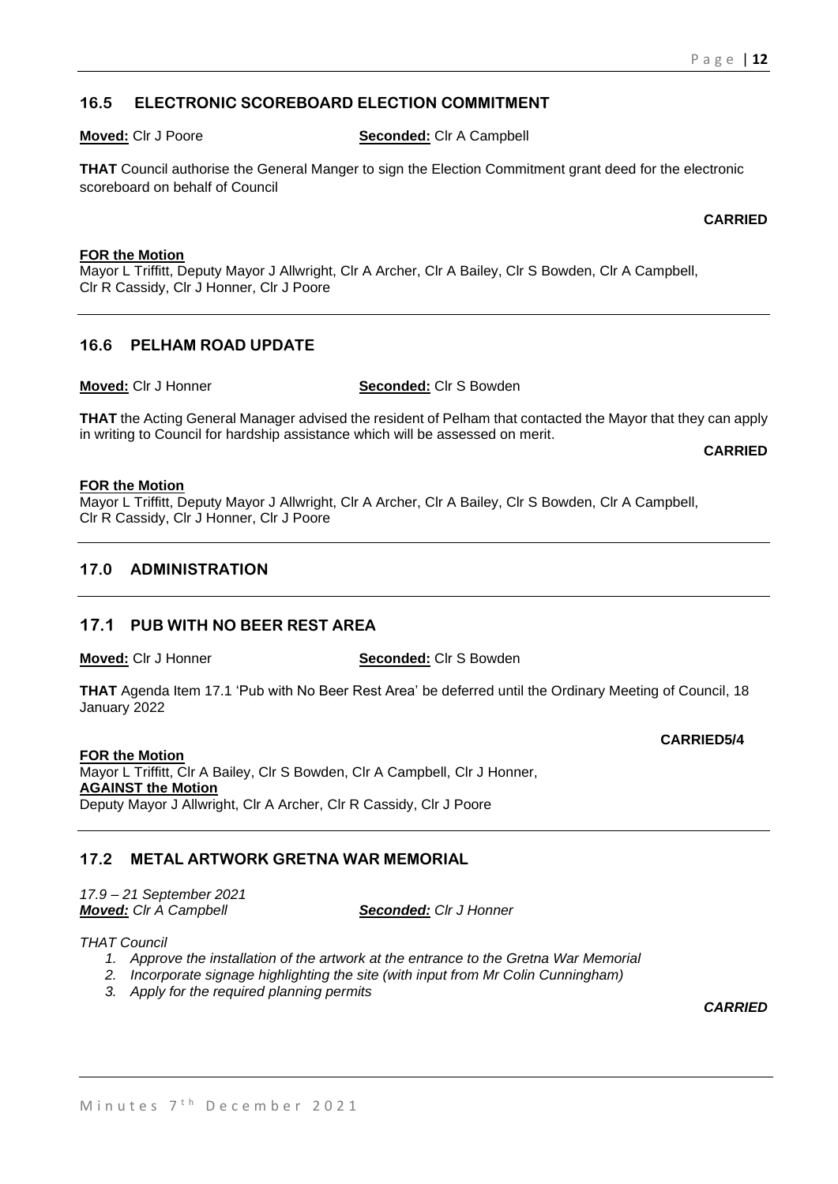## 16.5 ELECTRONIC SCOREBOARD ELECTION COMMITMENT

**Moved:** Clr J Poore **Seconded:** Clr A Campbell

**THAT** Council authorise the General Manger to sign the Election Commitment grant deed for the electronic scoreboard on behalf of Council

**CARRIED**

**FOR the Motion**
Mayor L Triffitt, Deputy Mayor J Allwright, Clr A Archer, Clr A Bailey, Clr S Bowden, Clr A Campbell, Clr R Cassidy, Clr J Honner, Clr J Poore

## 16.6 PELHAM ROAD UPDATE

**Moved:** Clr J Honner **Seconded:** Clr S Bowden

**THAT** the Acting General Manager advised the resident of Pelham that contacted the Mayor that they can apply in writing to Council for hardship assistance which will be assessed on merit.

**CARRIED**

**FOR the Motion**
Mayor L Triffitt, Deputy Mayor J Allwright, Clr A Archer, Clr A Bailey, Clr S Bowden, Clr A Campbell, Clr R Cassidy, Clr J Honner, Clr J Poore

## 17.0 ADMINISTRATION

## 17.1 PUB WITH NO BEER REST AREA

**Moved:** Clr J Honner **Seconded:** Clr S Bowden

**THAT** Agenda Item 17.1 'Pub with No Beer Rest Area' be deferred until the Ordinary Meeting of Council, 18 January 2022

**CARRIED5/4**

**FOR the Motion**
Mayor L Triffitt, Clr A Bailey, Clr S Bowden, Clr A Campbell, Clr J Honner,
**AGAINST the Motion**
Deputy Mayor J Allwright, Clr A Archer, Clr R Cassidy, Clr J Poore

## 17.2 METAL ARTWORK GRETNA WAR MEMORIAL

*17.9 – 21 September 2021*
***Moved:** Clr A Campbell* ***Seconded:** Clr J Honner*

*THAT Council*

1. *Approve the installation of the artwork at the entrance to the Gretna War Memorial*
2. *Incorporate signage highlighting the site (with input from Mr Colin Cunningham)*
3. *Apply for the required planning permits*

***CARRIED***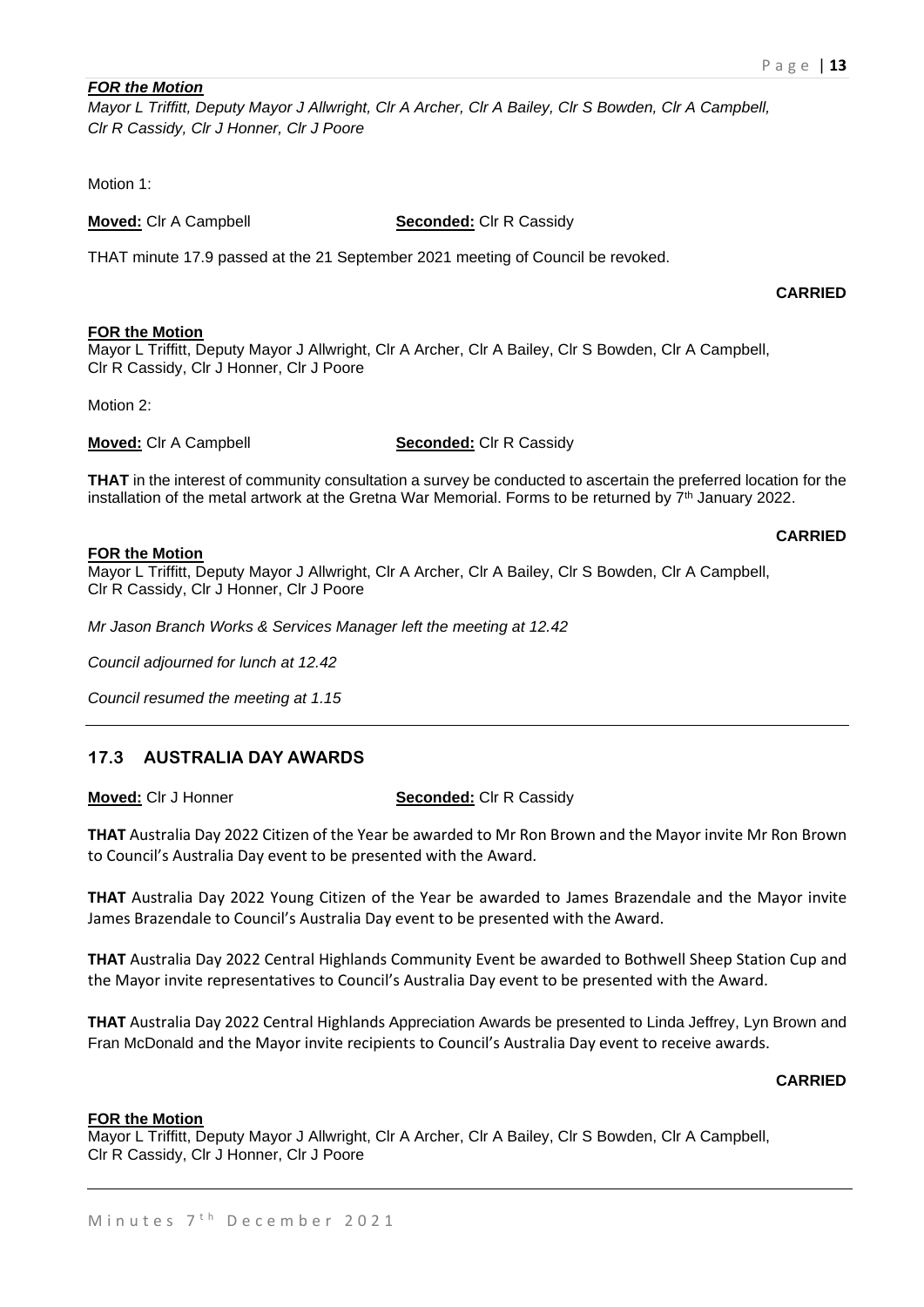***FOR the Motion***

*Mayor L Triffitt, Deputy Mayor J Allwright, Clr A Archer, Clr A Bailey, Clr S Bowden, Clr A Campbell, Clr R Cassidy, Clr J Honner, Clr J Poore*

Motion 1:

**Moved:** Clr A Campbell **Seconded:** Clr R Cassidy

THAT minute 17.9 passed at the 21 September 2021 meeting of Council be revoked.

**CARRIED**

**FOR the Motion**

Mayor L Triffitt, Deputy Mayor J Allwright, Clr A Archer, Clr A Bailey, Clr S Bowden, Clr A Campbell, Clr R Cassidy, Clr J Honner, Clr J Poore

Motion 2:

**Moved:** Clr A Campbell **Seconded:** Clr R Cassidy

**THAT** in the interest of community consultation a survey be conducted to ascertain the preferred location for the installation of the metal artwork at the Gretna War Memorial. Forms to be returned by 7th January 2022.

**CARRIED**

**FOR the Motion**

Mayor L Triffitt, Deputy Mayor J Allwright, Clr A Archer, Clr A Bailey, Clr S Bowden, Clr A Campbell, Clr R Cassidy, Clr J Honner, Clr J Poore

*Mr Jason Branch Works & Services Manager left the meeting at 12.42*

*Council adjourned for lunch at 12.42*

*Council resumed the meeting at 1.15*

---

## 17.3 AUSTRALIA DAY AWARDS

**Moved:** Clr J Honner **Seconded:** Clr R Cassidy

**THAT** Australia Day 2022 Citizen of the Year be awarded to Mr Ron Brown and the Mayor invite Mr Ron Brown to Council's Australia Day event to be presented with the Award.

**THAT** Australia Day 2022 Young Citizen of the Year be awarded to James Brazendale and the Mayor invite James Brazendale to Council's Australia Day event to be presented with the Award.

**THAT** Australia Day 2022 Central Highlands Community Event be awarded to Bothwell Sheep Station Cup and the Mayor invite representatives to Council's Australia Day event to be presented with the Award.

**THAT** Australia Day 2022 Central Highlands Appreciation Awards be presented to Linda Jeffrey, Lyn Brown and Fran McDonald and the Mayor invite recipients to Council's Australia Day event to receive awards.

**CARRIED**

**FOR the Motion**

Mayor L Triffitt, Deputy Mayor J Allwright, Clr A Archer, Clr A Bailey, Clr S Bowden, Clr A Campbell, Clr R Cassidy, Clr J Honner, Clr J Poore

---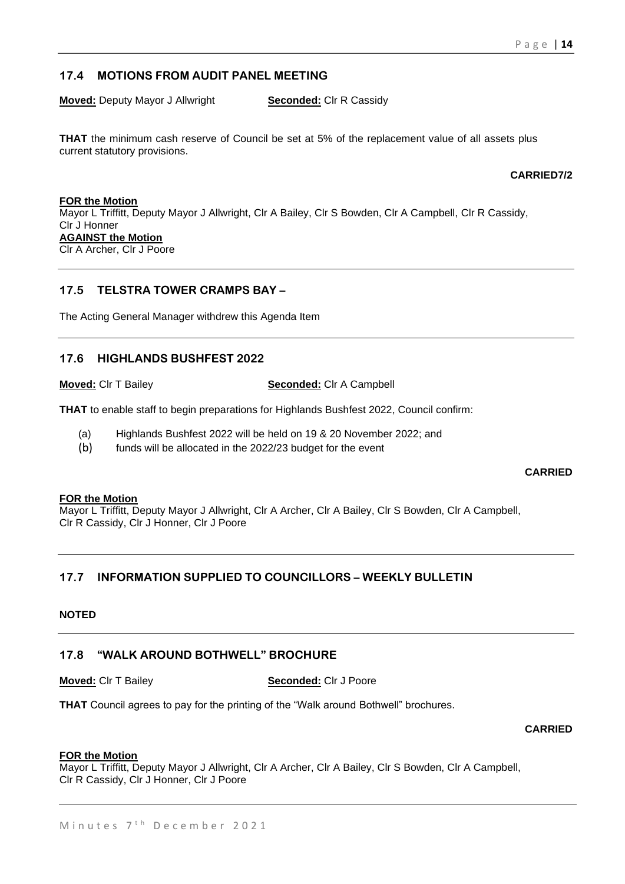## 17.4 MOTIONS FROM AUDIT PANEL MEETING

**Moved:** Deputy Mayor J Allwright **Seconded:** Clr R Cassidy

**THAT** the minimum cash reserve of Council be set at 5% of the replacement value of all assets plus current statutory provisions.

**CARRIED7/2**

**FOR the Motion**
Mayor L Triffitt, Deputy Mayor J Allwright, Clr A Bailey, Clr S Bowden, Clr A Campbell, Clr R Cassidy, Clr J Honner
**AGAINST the Motion**
Clr A Archer, Clr J Poore

## 17.5 TELSTRA TOWER CRAMPS BAY –

The Acting General Manager withdrew this Agenda Item

## 17.6 HIGHLANDS BUSHFEST 2022

**Moved:** Clr T Bailey **Seconded:** Clr A Campbell

**THAT** to enable staff to begin preparations for Highlands Bushfest 2022, Council confirm:

(a) Highlands Bushfest 2022 will be held on 19 & 20 November 2022; and
(b) funds will be allocated in the 2022/23 budget for the event

**CARRIED**

**FOR the Motion**
Mayor L Triffitt, Deputy Mayor J Allwright, Clr A Archer, Clr A Bailey, Clr S Bowden, Clr A Campbell, Clr R Cassidy, Clr J Honner, Clr J Poore

## 17.7 INFORMATION SUPPLIED TO COUNCILLORS – WEEKLY BULLETIN

**NOTED**

## 17.8 "WALK AROUND BOTHWELL" BROCHURE

**Moved:** Clr T Bailey **Seconded:** Clr J Poore

**THAT** Council agrees to pay for the printing of the "Walk around Bothwell" brochures.

**CARRIED**

**FOR the Motion**
Mayor L Triffitt, Deputy Mayor J Allwright, Clr A Archer, Clr A Bailey, Clr S Bowden, Clr A Campbell, Clr R Cassidy, Clr J Honner, Clr J Poore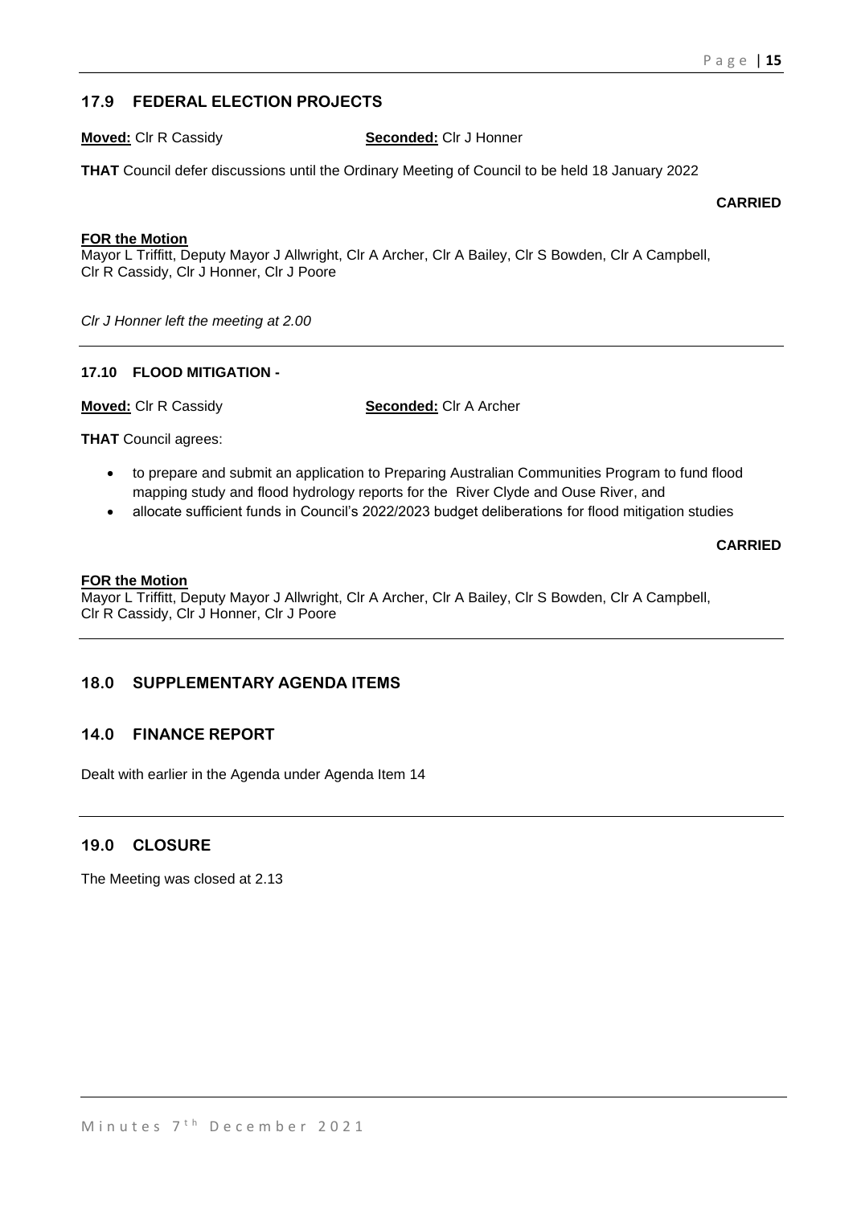## 17.9 FEDERAL ELECTION PROJECTS

**Moved:** Clr R Cassidy **Seconded:** Clr J Honner

**THAT** Council defer discussions until the Ordinary Meeting of Council to be held 18 January 2022

**CARRIED**

**FOR the Motion**
Mayor L Triffitt, Deputy Mayor J Allwright, Clr A Archer, Clr A Bailey, Clr S Bowden, Clr A Campbell, Clr R Cassidy, Clr J Honner, Clr J Poore

*Clr J Honner left the meeting at 2.00*

### 17.10 FLOOD MITIGATION -

**Moved:** Clr R Cassidy **Seconded:** Clr A Archer

**THAT** Council agrees:

- to prepare and submit an application to Preparing Australian Communities Program to fund flood mapping study and flood hydrology reports for the River Clyde and Ouse River, and
- allocate sufficient funds in Council's 2022/2023 budget deliberations for flood mitigation studies

**CARRIED**

**FOR the Motion**
Mayor L Triffitt, Deputy Mayor J Allwright, Clr A Archer, Clr A Bailey, Clr S Bowden, Clr A Campbell, Clr R Cassidy, Clr J Honner, Clr J Poore

## 18.0 SUPPLEMENTARY AGENDA ITEMS

## 14.0 FINANCE REPORT

Dealt with earlier in the Agenda under Agenda Item 14

## 19.0 CLOSURE

The Meeting was closed at 2.13